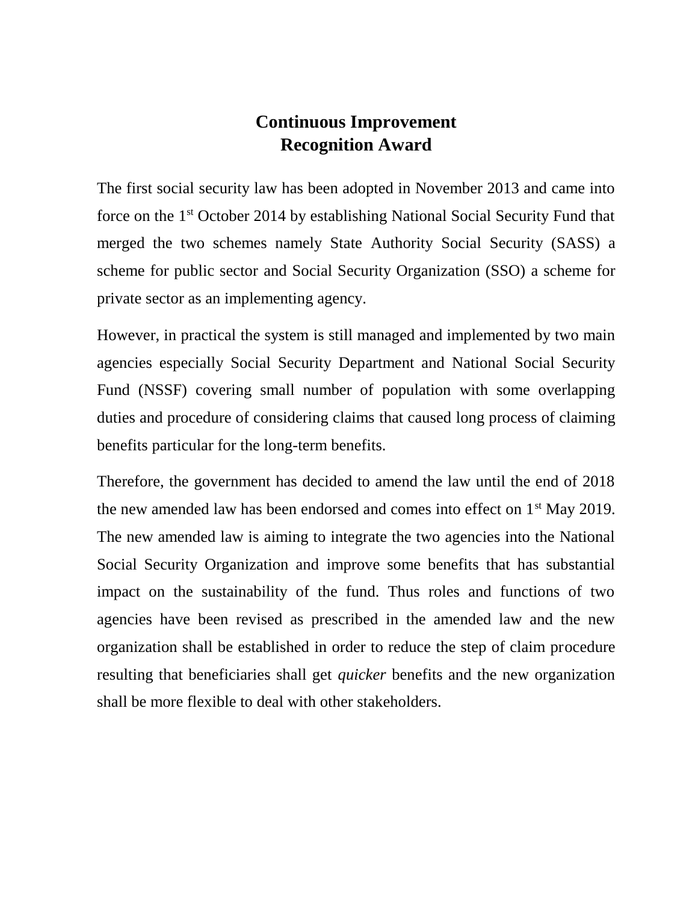# Continuous Improvement Recognition Award

The first social security law has been adopted in November 2013 and came into force on the 1st October 2014 by establishing National Social Security Fund that merged the two schemes namely State Authority Social Security (SASS) a scheme for public sector and Social Security Organization (SSO) a scheme for private sector as an implementing agency.

However, in practical the system is still managed and implemented by two main agencies especially Social Security Department and National Social Security Fund (NSSF) covering small number of population with some overlapping duties and procedure of considering claims that caused long process of claiming benefits particular for the long-term benefits.

Therefore, the government has decided to amend the law until the end of 2018 the new amended law has been endorsed and comes into effect on 1st May 2019. The new amended law is aiming to integrate the two agencies into the National Social Security Organization and improve some benefits that has substantial impact on the sustainability of the fund. Thus roles and functions of two agencies have been revised as prescribed in the amended law and the new organization shall be established in order to reduce the step of claim procedure resulting that beneficiaries shall get *quicker* benefits and the new organization shall be more flexible to deal with other stakeholders.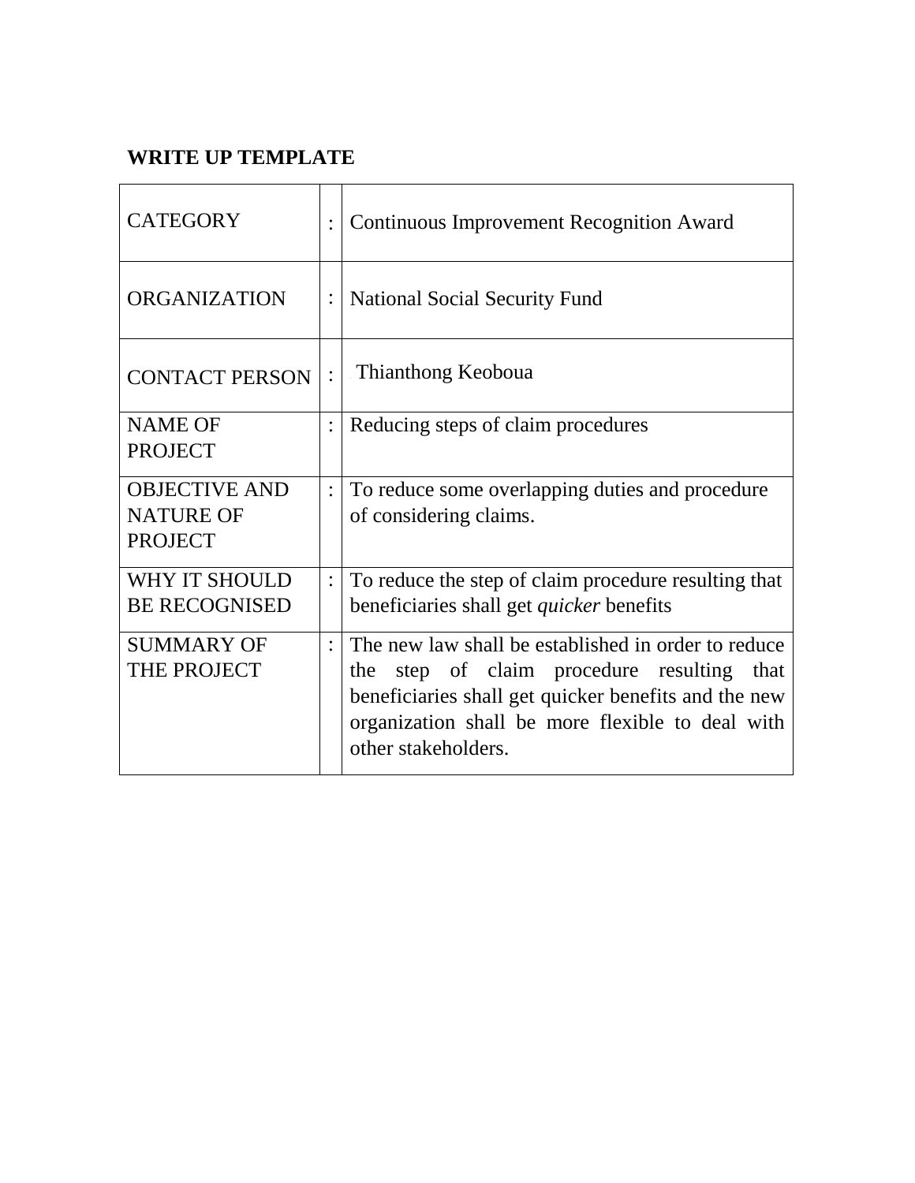**WRITE UP TEMPLATE**

| | | |
|---|---|---|
| CATEGORY | : | Continuous Improvement Recognition Award |
| ORGANIZATION | : | National Social Security Fund |
| CONTACT PERSON | : | Thianthong Keoboua |
| NAME OF PROJECT | : | Reducing steps of claim procedures |
| OBJECTIVE AND NATURE OF PROJECT | : | To reduce some overlapping duties and procedure of considering claims. |
| WHY IT SHOULD BE RECOGNISED | : | To reduce the step of claim procedure resulting that beneficiaries shall get *quicker* benefits |
| SUMMARY OF THE PROJECT | : | The new law shall be established in order to reduce the step of claim procedure resulting that beneficiaries shall get quicker benefits and the new organization shall be more flexible to deal with other stakeholders. |